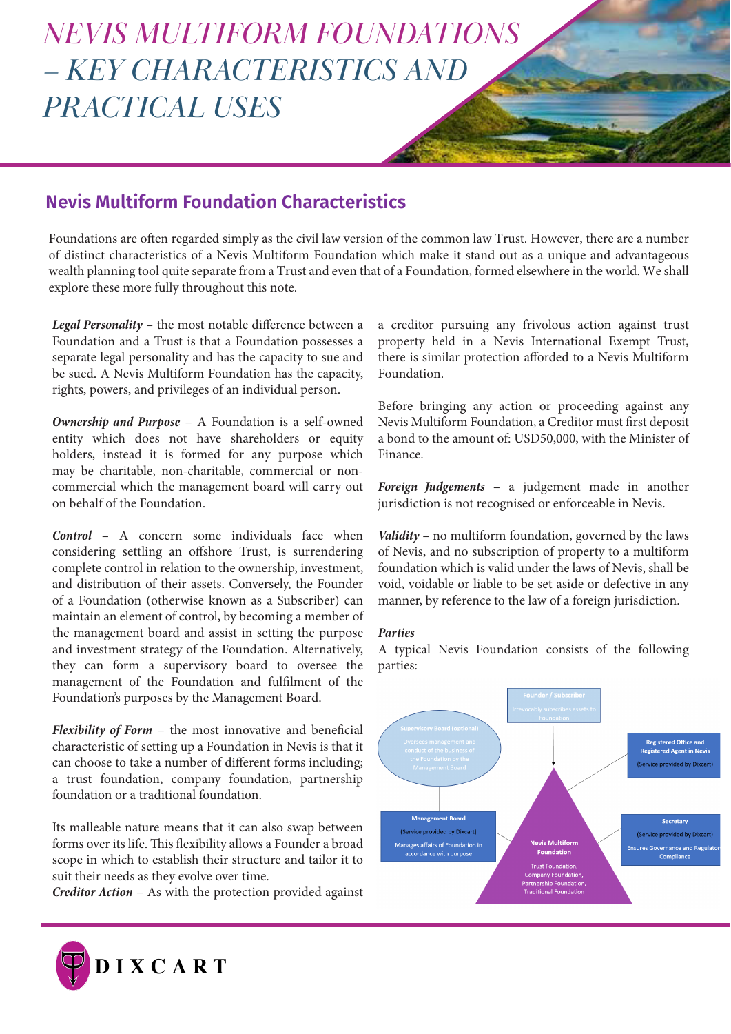# NEVIS MULTIFORM FOUNDATIONS – KEY CHARACTERISTICS AND PRACTICAL USES

## Nevis Multiform Foundation Characteristics

Foundations are often regarded simply as the civil law version of the common law Trust. However, there are a number of distinct characteristics of a Nevis Multiform Foundation which make it stand out as a unique and advantageous wealth planning tool quite separate from a Trust and even that of a Foundation, formed elsewhere in the world. We shall explore these more fully throughout this note.

***Legal Personality*** – the most notable difference between a Foundation and a Trust is that a Foundation possesses a separate legal personality and has the capacity to sue and be sued. A Nevis Multiform Foundation has the capacity, rights, powers, and privileges of an individual person.

***Ownership and Purpose*** – A Foundation is a self-owned entity which does not have shareholders or equity holders, instead it is formed for any purpose which may be charitable, non-charitable, commercial or non-commercial which the management board will carry out on behalf of the Foundation.

***Control*** – A concern some individuals face when considering settling an offshore Trust, is surrendering complete control in relation to the ownership, investment, and distribution of their assets. Conversely, the Founder of a Foundation (otherwise known as a Subscriber) can maintain an element of control, by becoming a member of the management board and assist in setting the purpose and investment strategy of the Foundation. Alternatively, they can form a supervisory board to oversee the management of the Foundation and fulfilment of the Foundation's purposes by the Management Board.

***Flexibility of Form*** – the most innovative and beneficial characteristic of setting up a Foundation in Nevis is that it can choose to take a number of different forms including; a trust foundation, company foundation, partnership foundation or a traditional foundation.

Its malleable nature means that it can also swap between forms over its life. This flexibility allows a Founder a broad scope in which to establish their structure and tailor it to suit their needs as they evolve over time.

***Creditor Action*** – As with the protection provided against a creditor pursuing any frivolous action against trust property held in a Nevis International Exempt Trust, there is similar protection afforded to a Nevis Multiform Foundation.

Before bringing any action or proceeding against any Nevis Multiform Foundation, a Creditor must first deposit a bond to the amount of: USD50,000, with the Minister of Finance.

***Foreign Judgements*** – a judgement made in another jurisdiction is not recognised or enforceable in Nevis.

***Validity*** – no multiform foundation, governed by the laws of Nevis, and no subscription of property to a multiform foundation which is valid under the laws of Nevis, shall be void, voidable or liable to be set aside or defective in any manner, by reference to the law of a foreign jurisdiction.

***Parties***

A typical Nevis Foundation consists of the following parties:

**Founder / Subscriber**
Irrevocably subscribes assets to Foundation

**Supervisory Board (optional)**
Oversees management and conduct of the business of the Foundation by the Management Board

**Registered Office and Registered Agent in Nevis**
(Service provided by Dixcart)

**Management Board**
(Service provided by Dixcart)
Manages affairs of Foundation in accordance with purpose

**Secretary**
(Service provided by Dixcart)
Ensures Governance and Regulatory Compliance

**Nevis Multiform Foundation**
Trust Foundation, Company Foundation, Partnership Foundation, Traditional Foundation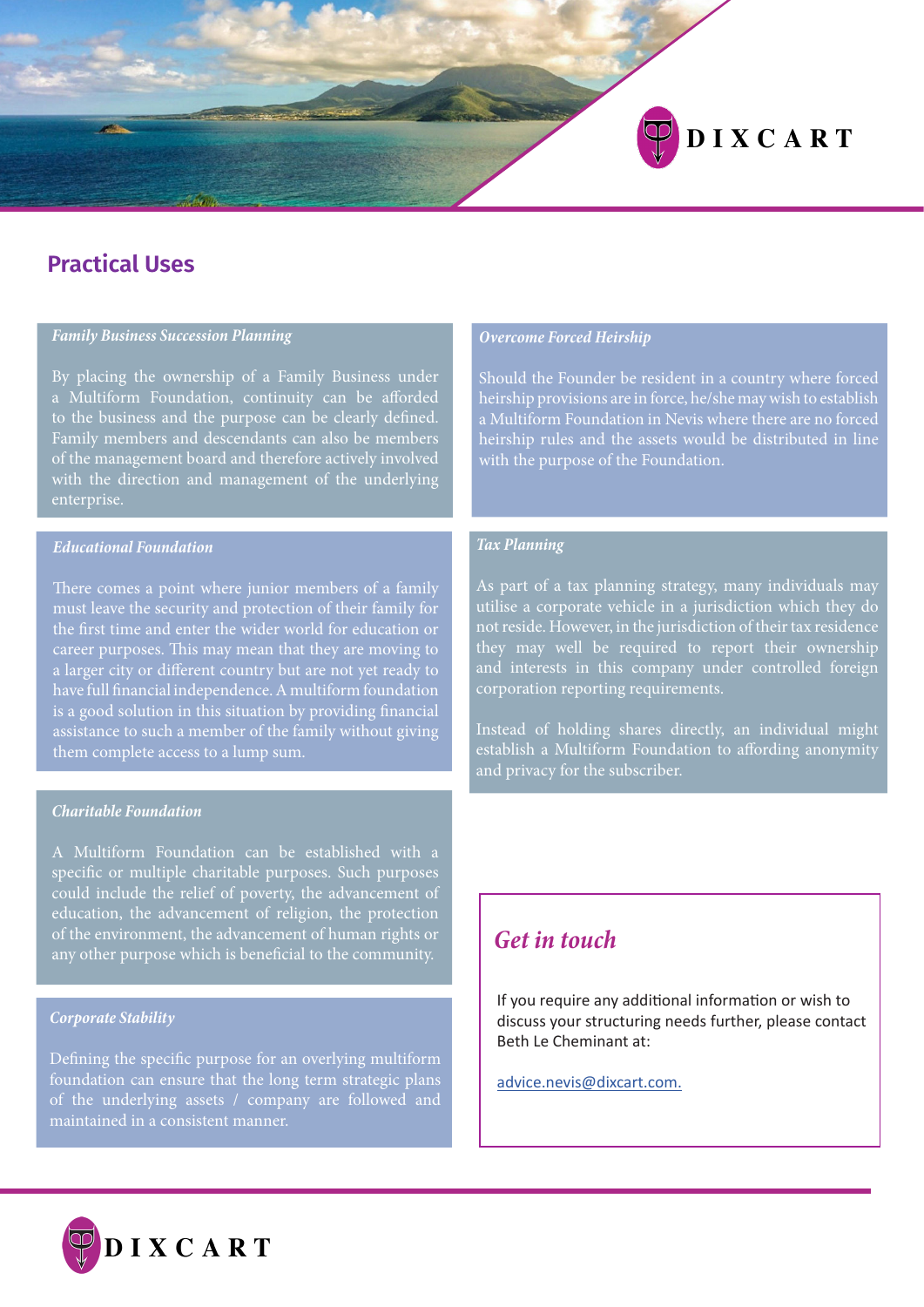## Practical Uses

### *Family Business Succession Planning*

By placing the ownership of a Family Business under a Multiform Foundation, continuity can be afforded to the business and the purpose can be clearly defined. Family members and descendants can also be members of the management board and therefore actively involved with the direction and management of the underlying enterprise.

### *Educational Foundation*

There comes a point where junior members of a family must leave the security and protection of their family for the first time and enter the wider world for education or career purposes. This may mean that they are moving to a larger city or different country but are not yet ready to have full financial independence. A multiform foundation is a good solution in this situation by providing financial assistance to such a member of the family without giving them complete access to a lump sum.

### *Charitable Foundation*

A Multiform Foundation can be established with a specific or multiple charitable purposes. Such purposes could include the relief of poverty, the advancement of education, the advancement of religion, the protection of the environment, the advancement of human rights or any other purpose which is beneficial to the community.

### *Corporate Stability*

Defining the specific purpose for an overlying multiform foundation can ensure that the long term strategic plans of the underlying assets / company are followed and maintained in a consistent manner.

### *Overcome Forced Heirship*

Should the Founder be resident in a country where forced heirship provisions are in force, he/she may wish to establish a Multiform Foundation in Nevis where there are no forced heirship rules and the assets would be distributed in line with the purpose of the Foundation.

### *Tax Planning*

As part of a tax planning strategy, many individuals may utilise a corporate vehicle in a jurisdiction which they do not reside. However, in the jurisdiction of their tax residence they may well be required to report their ownership and interests in this company under controlled foreign corporation reporting requirements.

Instead of holding shares directly, an individual might establish a Multiform Foundation to affording anonymity and privacy for the subscriber.

## *Get in touch*

If you require any additional information or wish to discuss your structuring needs further, please contact Beth Le Cheminant at:

advice.nevis@dixcart.com.